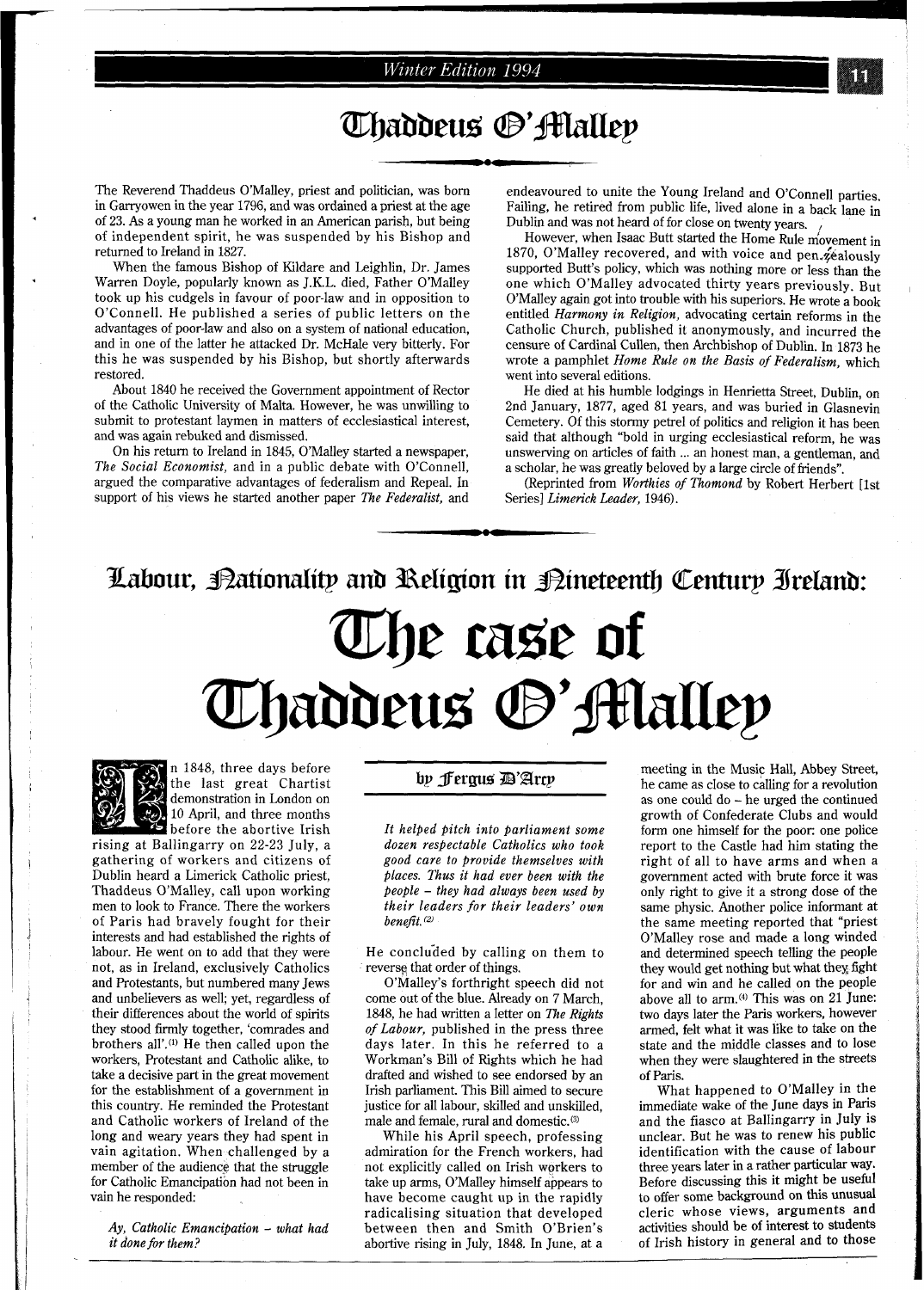# Thaddeus O'Malley

The Reverend Thaddeus O'Malley, priest and politician, was born in Garryowen in the year 1796, and was ordained a priest at the age of 23. As a young man he worked in an American parish, but being of independent spirit, he was suspended by his Bishop and returned to Ireland in 1827.

When the famous Bishop of Kildare and Leighlin, Dr. James Warren Doyle, popularly known as J.K.L. died, Father O'Malley took up his cudgels in favour of poor-law and in opposition to O'Connell. He published a series of public letters on the advantages of poor-law and also on a system of national education, and in one of the latter he attacked Dr. McHale very bitterly. For this he was suspended by his Bishop, but shortly afterwards restored.

About 1840 he received the Government appointment of Rector of the Catholic University of Malta. However, he was unwilling to submit to protestant laymen in matters of ecclesiastical interest, and was again rebuked and dismissed.

On his return to Ireland in 1845, O'Malley started a newspaper, *The Social Economist*, and in a public debate with O'Connell, argued the comparative advantages of federalism and Repeal. In support of his views he started another paper *The Federalist*, and endeavoured to unite the Young Ireland and O'Connell parties. Failing, he retired from public life, lived alone in a back lane in Dublin and was not heard of for close on twenty years.

However, when Isaac Butt started the Home Rule movement in 1870, O'Malley recovered, and with voice and pen zealously supported Butt's policy, which was nothing more or less than the one which O'Malley advocated thirty years previously. But O'Malley again got into trouble with his superiors. He wrote a book entitled *Harmony in Religion*, advocating certain reforms in the Catholic Church, published it anonymously, and incurred the censure of Cardinal Cullen, then Archbishop of Dublin. In 1873 he wrote a pamphlet *Home Rule on the Basis of Federalism*, which went into several editions.

He died at his humble lodgings in Henrietta Street, Dublin, on 2nd January, 1877, aged 81 years, and was buried in Glasnevin Cemetery. Of this stormy petrel of politics and religion it has been said that although "bold in urging ecclesiastical reform, he was unswerving on articles of faith ... an honest man, a gentleman, and a scholar, he was greatly beloved by a large circle of friends".

(Reprinted from *Worthies of Thomond* by Robert Herbert [1st Series] *Limerick Leader*, 1946).

## Labour, Nationality and Religion in Nineteenth Century Ireland:

# The case of Thaddeus O'Malley

### by Fergus D'Arcy

In 1848, three days before the last great Chartist demonstration in London on 10 April, and three months before the abortive Irish rising at Ballingarry on 22-23 July, a gathering of workers and citizens of Dublin heard a Limerick Catholic priest, Thaddeus O'Malley, call upon working men to look to France. There the workers of Paris had bravely fought for their interests and had established the rights of labour. He went on to add that they were not, as in Ireland, exclusively Catholics and Protestants, but numbered many Jews and unbelievers as well; yet, regardless of their differences about the world of spirits they stood firmly together, 'comrades and brothers all'.[1] He then called upon the workers, Protestant and Catholic alike, to take a decisive part in the great movement for the establishment of a government in this country. He reminded the Protestant and Catholic workers of Ireland of the long and weary years they had spent in vain agitation. When challenged by a member of the audience that the struggle for Catholic Emancipation had not been in vain he responded:

> *Ay, Catholic Emancipation – what had it done for them?*
>
> *It helped pitch into parliament some dozen respectable Catholics who took good care to provide themselves with places. Thus it had ever been with the people – they had always been used by their leaders for their leaders' own benefit.*[2]

He concluded by calling on them to reverse that order of things.

O'Malley's forthright speech did not come out of the blue. Already on 7 March, 1848, he had written a letter on *The Rights of Labour*, published in the press three days later. In this he referred to a Workman's Bill of Rights which he had drafted and wished to see endorsed by an Irish parliament. This Bill aimed to secure justice for all labour, skilled and unskilled, male and female, rural and domestic.[3]

While his April speech, professing admiration for the French workers, had not explicitly called on Irish workers to take up arms, O'Malley himself appears to have become caught up in the rapidly radicalising situation that developed between then and Smith O'Brien's abortive rising in July, 1848. In June, at a meeting in the Music Hall, Abbey Street, he came as close to calling for a revolution as one could do – he urged the continued growth of Confederate Clubs and would form one himself for the poor: one police report to the Castle had him stating the right of all to have arms and when a government acted with brute force it was only right to give it a strong dose of the same physic. Another police informant at the same meeting reported that "priest O'Malley rose and made a long winded and determined speech telling the people they would get nothing but what they fight for and win and he called on the people above all to arm.[4] This was on 21 June: two days later the Paris workers, however armed, felt what it was like to take on the state and the middle classes and to lose when they were slaughtered in the streets of Paris.

What happened to O'Malley in the immediate wake of the June days in Paris and the fiasco at Ballingarry in July is unclear. But he was to renew his public identification with the cause of labour three years later in a rather particular way. Before discussing this it might be useful to offer some background on this unusual cleric whose views, arguments and activities should be of interest to students of Irish history in general and to those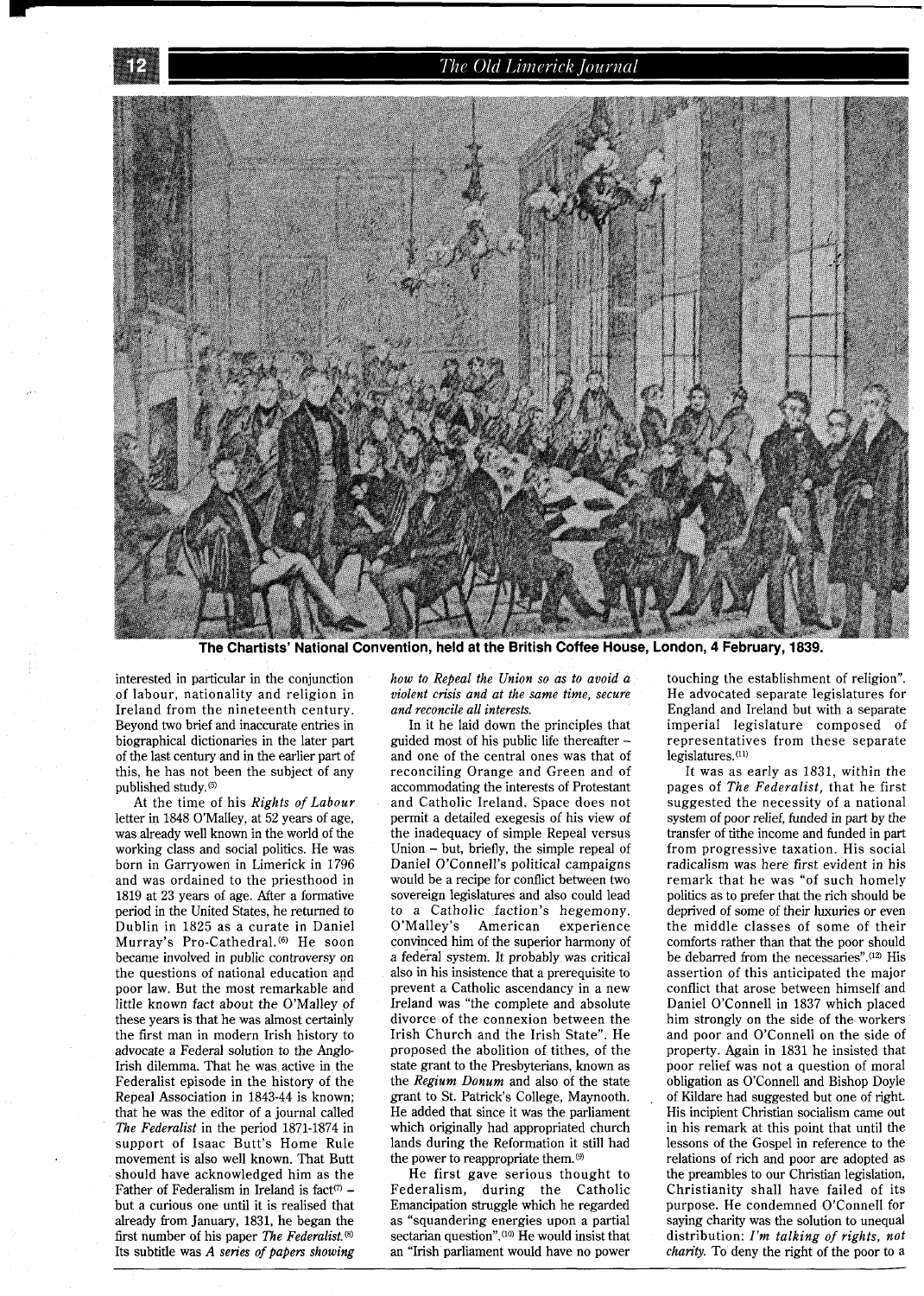The Chartists' National Convention, held at the British Coffee House, London, 4 February, 1839.

interested in particular in the conjunction of labour, nationality and religion in Ireland from the nineteenth century. Beyond two brief and inaccurate entries in biographical dictionaries in the later part of the last century and in the earlier part of this, he has not been the subject of any published study.[5]

At the time of his *Rights of Labour* letter in 1848 O'Malley, at 52 years of age, was already well known in the world of the working class and social politics. He was born in Garryowen in Limerick in 1796 and was ordained to the priesthood in 1819 at 23 years of age. After a formative period in the United States, he returned to Dublin in 1825 as a curate in Daniel Murray's Pro-Cathedral.[6] He soon became involved in public controversy on the questions of national education and poor law. But the most remarkable and little known fact about the O'Malley of these years is that he was almost certainly the first man in modern Irish history to advocate a Federal solution to the Anglo-Irish dilemma. That he was active in the Federalist episode in the history of the Repeal Association in 1843-44 is known; that he was the editor of a journal called *The Federalist* in the period 1871-1874 in support of Isaac Butt's Home Rule movement is also well known. That Butt should have acknowledged him as the Father of Federalism in Ireland is fact[7] – but a curious one until it is realised that already from January, 1831, he began the first number of his paper *The Federalist*.[8] Its subtitle was *A series of papers showing how to Repeal the Union so as to avoid a violent crisis and at the same time, secure and reconcile all interests.*

In it he laid down the principles that guided most of his public life thereafter – and one of the central ones was that of reconciling Orange and Green and of accommodating the interests of Protestant and Catholic Ireland. Space does not permit a detailed exegesis of his view of the inadequacy of simple Repeal versus Union – but, briefly, the simple repeal of Daniel O'Connell's political campaigns would be a recipe for conflict between two sovereign legislatures and also could lead to a Catholic faction's hegemony. O'Malley's American experience convinced him of the superior harmony of a federal system. It probably was critical also in his insistence that a prerequisite to prevent a Catholic ascendancy in a new Ireland was "the complete and absolute divorce of the connexion between the Irish Church and the Irish State". He proposed the abolition of tithes, of the state grant to the Presbyterians, known as the *Regium Donum* and also of the state grant to St. Patrick's College, Maynooth. He added that since it was the parliament which originally had appropriated church lands during the Reformation it still had the power to reappropriate them.[9]

He first gave serious thought to Federalism, during the Catholic Emancipation struggle which he regarded as "squandering energies upon a partial sectarian question".[10] He would insist that an "Irish parliament would have no power touching the establishment of religion". He advocated separate legislatures for England and Ireland but with a separate imperial legislature composed of representatives from these separate legislatures.[11]

It was as early as 1831, within the pages of *The Federalist*, that he first suggested the necessity of a national system of poor relief, funded in part by the transfer of tithe income and funded in part from progressive taxation. His social radicalism was here first evident in his remark that he was "of such homely politics as to prefer that the rich should be deprived of some of their luxuries or even the middle classes of some of their comforts rather than that the poor should be debarred from the necessaries".[12] His assertion of this anticipated the major conflict that arose between himself and Daniel O'Connell in 1837 which placed him strongly on the side of the workers and poor and O'Connell on the side of property. Again in 1831 he insisted that poor relief was not a question of moral obligation as O'Connell and Bishop Doyle of Kildare had suggested but one of right. His incipient Christian socialism came out in his remark at this point that until the lessons of the Gospel in reference to the relations of rich and poor are adopted as the preambles to our Christian legislation, Christianity shall have failed of its purpose. He condemned O'Connell for saying charity was the solution to unequal distribution: *I'm talking of rights, not charity.* To deny the right of the poor to a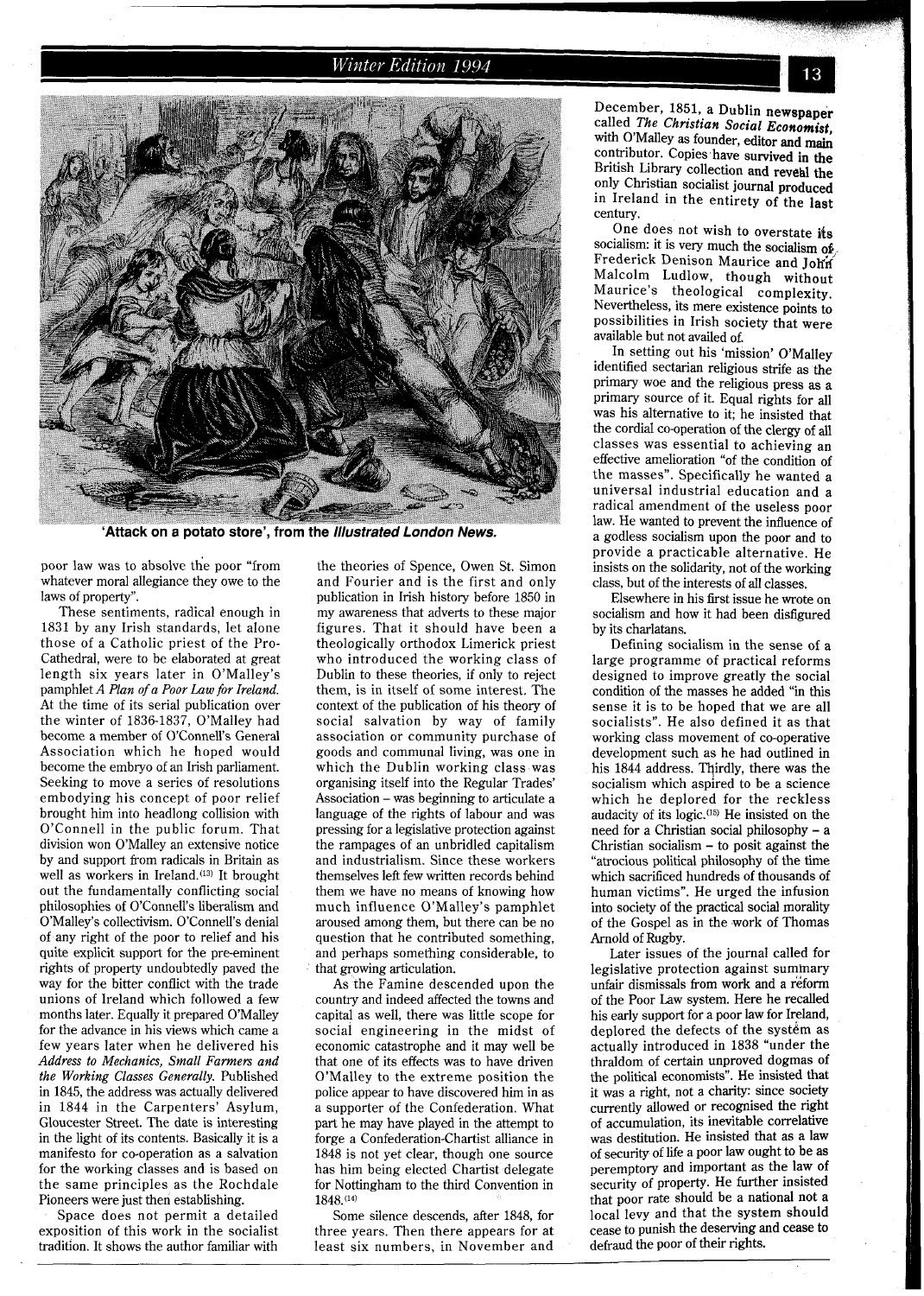'Attack on a potato store', from the ***Illustrated London News.***

poor law was to absolve the poor "from whatever moral allegiance they owe to the laws of property".

These sentiments, radical enough in 1831 by any Irish standards, let alone those of a Catholic priest of the Pro-Cathedral, were to be elaborated at great length six years later in O'Malley's pamphlet *A Plan of a Poor Law for Ireland.* At the time of its serial publication over the winter of 1836-1837, O'Malley had become a member of O'Connell's General Association which he hoped would become the embryo of an Irish parliament. Seeking to move a series of resolutions embodying his concept of poor relief brought him into headlong collision with O'Connell in the public forum. That division won O'Malley an extensive notice by and support from radicals in Britain as well as workers in Ireland.[13] It brought out the fundamentally conflicting social philosophies of O'Connell's liberalism and O'Malley's collectivism. O'Connell's denial of any right of the poor to relief and his quite explicit support for the pre-eminent rights of property undoubtedly paved the way for the bitter conflict with the trade unions of Ireland which followed a few months later. Equally it prepared O'Malley for the advance in his views which came a few years later when he delivered his *Address to Mechanics, Small Farmers and the Working Classes Generally.* Published in 1845, the address was actually delivered in 1844 in the Carpenters' Asylum, Gloucester Street. The date is interesting in the light of its contents. Basically it is a manifesto for co-operation as a salvation for the working classes and is based on the same principles as the Rochdale Pioneers were just then establishing.

Space does not permit a detailed exposition of this work in the socialist tradition. It shows the author familiar with the theories of Spence, Owen St. Simon and Fourier and is the first and only publication in Irish history before 1850 in my awareness that adverts to these major figures. That it should have been a theologically orthodox Limerick priest who introduced the working class of Dublin to these theories, if only to reject them, is in itself of some interest. The context of the publication of his theory of social salvation by way of family association or community purchase of goods and communal living, was one in which the Dublin working class was organising itself into the Regular Trades' Association – was beginning to articulate a language of the rights of labour and was pressing for a legislative protection against the rampages of an unbridled capitalism and industrialism. Since these workers themselves left few written records behind them we have no means of knowing how much influence O'Malley's pamphlet aroused among them, but there can be no question that he contributed something, and perhaps something considerable, to that growing articulation.

As the Famine descended upon the country and indeed affected the towns and capital as well, there was little scope for social engineering in the midst of economic catastrophe and it may well be that one of its effects was to have driven O'Malley to the extreme position the police appear to have discovered him in as a supporter of the Confederation. What part he may have played in the attempt to forge a Confederation-Chartist alliance in 1848 is not yet clear, though one source has him being elected Chartist delegate for Nottingham to the third Convention in 1848.[14]

Some silence descends, after 1848, for three years. Then there appears for at least six numbers, in November and December, 1851, a Dublin newspaper called ***The Christian Social Economist,*** with O'Malley as founder, editor and main contributor. Copies have survived in the British Library collection and reveal the only Christian socialist journal produced in Ireland in the entirety of the last century.

One does not wish to overstate its socialism: it is very much the socialism of Frederick Denison Maurice and John Malcolm Ludlow, though without Maurice's theological complexity. Nevertheless, its mere existence points to possibilities in Irish society that were available but not availed of.

In setting out his 'mission' O'Malley identified sectarian religious strife as the primary woe and the religious press as a primary source of it. Equal rights for all was his alternative to it; he insisted that the cordial co-operation of the clergy of all classes was essential to achieving an effective amelioration "of the condition of the masses". Specifically he wanted a universal industrial education and a radical amendment of the useless poor law. He wanted to prevent the influence of a godless socialism upon the poor and to provide a practicable alternative. He insists on the solidarity, not of the working class, but of the interests of all classes.

Elsewhere in his first issue he wrote on socialism and how it had been disfigured by its charlatans.

Defining socialism in the sense of a large programme of practical reforms designed to improve greatly the social condition of the masses he added "in this sense it is to be hoped that we are all socialists". He also defined it as that working class movement of co-operative development such as he had outlined in his 1844 address. Thirdly, there was the socialism which aspired to be a science which he deplored for the reckless audacity of its logic.[15] He insisted on the need for a Christian social philosophy – a Christian socialism – to posit against the "atrocious political philosophy of the time which sacrificed hundreds of thousands of human victims". He urged the infusion into society of the practical social morality of the Gospel as in the work of Thomas Arnold of Rugby.

Later issues of the journal called for legislative protection against summary unfair dismissals from work and a reform of the Poor Law system. Here he recalled his early support for a poor law for Ireland, deplored the defects of the system as actually introduced in 1838 "under the thraldom of certain unproved dogmas of the political economists". He insisted that it was a right, not a charity: since society currently allowed or recognised the right of accumulation, its inevitable correlative was destitution. He insisted that as a law of security of life a poor law ought to be as peremptory and important as the law of security of property. He further insisted that poor rate should be a national not a local levy and that the system should cease to punish the deserving and cease to defraud the poor of their rights.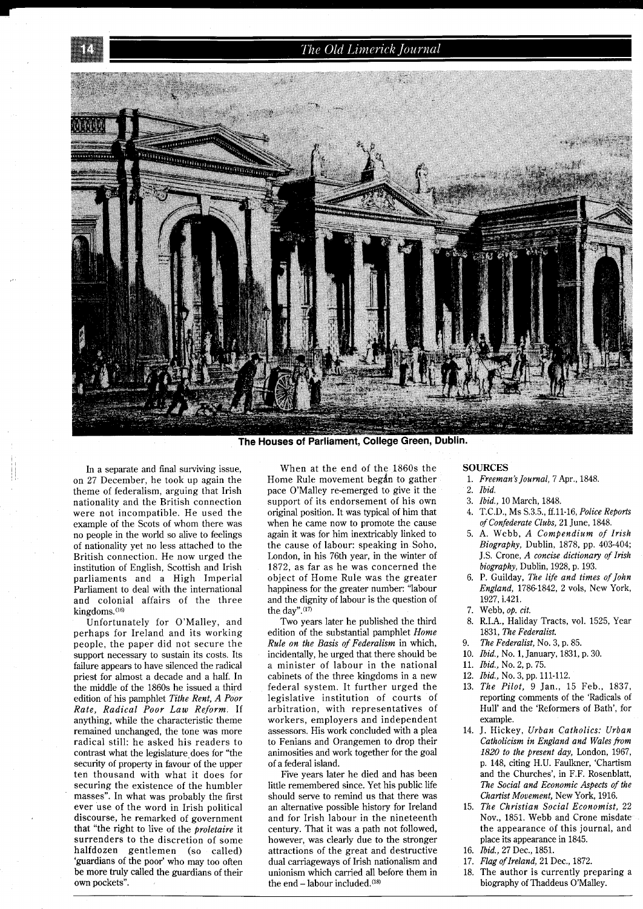The Houses of Parliament, College Green, Dublin.

In a separate and final surviving issue, on 27 December, he took up again the theme of federalism, arguing that Irish nationality and the British connection were not incompatible. He used the example of the Scots of whom there was no people in the world so alive to feelings of nationality yet no less attached to the British connection. He now urged the institution of English, Scottish and Irish parliaments and a High Imperial Parliament to deal with the international and colonial affairs of the three kingdoms.[16]

Unfortunately for O'Malley, and perhaps for Ireland and its working people, the paper did not secure the support necessary to sustain its costs. Its failure appears to have silenced the radical priest for almost a decade and a half. In the middle of the 1860s he issued a third edition of his pamphlet *Tithe Rent, A Poor Rate, Radical Poor Law Reform*. If anything, while the characteristic theme remained unchanged, the tone was more radical still: he asked his readers to contrast what the legislature does for "the security of property in favour of the upper ten thousand with what it does for securing the existence of the humbler masses". In what was probably the first ever use of the word in Irish political discourse, he remarked of government that "the right to live of the *proletaire* it surrenders to the discretion of some halfdozen gentlemen (so called) 'guardians of the poor' who may too often be more truly called the guardians of their own pockets".

When at the end of the 1860s the Home Rule movement began to gather pace O'Malley re-emerged to give it the support of its endorsement of his own original position. It was typical of him that when he came now to promote the cause again it was for him inextricably linked to the cause of labour: speaking in Soho, London, in his 76th year, in the winter of 1872, as far as he was concerned the object of Home Rule was the greater happiness for the greater number: "labour and the dignity of labour is the question of the day".[17]

Two years later he published the third edition of the substantial pamphlet *Home Rule on the Basis of Federalism* in which, incidentally, he urged that there should be a minister of labour in the national cabinets of the three kingdoms in a new federal system. It further urged the legislative institution of courts of arbitration, with representatives of workers, employers and independent assessors. His work concluded with a plea to Fenians and Orangemen to drop their animosities and work together for the goal of a federal island.

Five years later he died and has been little remembered since. Yet his public life should serve to remind us that there was an alternative possible history for Ireland and for Irish labour in the nineteenth century. That it was a path not followed, however, was clearly due to the stronger attractions of the great and destructive dual carriageways of Irish nationalism and unionism which carried all before them in the end – labour included.[18]

## SOURCES

1. *Freeman's Journal*, 7 Apr., 1848.
2. *Ibid.*
3. *Ibid.*, 10 March, 1848.
4. T.C.D., Ms S.3.5., ff.11-16, *Police Reports of Confederate Clubs*, 21 June, 1848.
5. A. Webb, *A Compendium of Irish Biography*, Dublin, 1878, pp. 403-404; J.S. Crone, *A concise dictionary of Irish biography*, Dublin, 1928, p. 193.
6. P. Guilday, *The life and times of John England*, 1786-1842, 2 vols, New York, 1927, i.421.
7. Webb, *op. cit.*
8. R.I.A., Haliday Tracts, vol. 1525, Year 1831, *The Federalist*.
9. *The Federalist*, No. 3, p. 85.
10. *Ibid.*, No. 1, January, 1831, p. 30.
11. *Ibid.*, No. 2, p. 75.
12. *Ibid.*, No. 3, pp. 111-112.
13. *The Pilot*, 9 Jan., 15 Feb., 1837, reporting comments of the 'Radicals of Hull' and the 'Reformers of Bath', for example.
14. J. Hickey, *Urban Catholics: Urban Catholicism in England and Wales from 1820 to the present day*, London, 1967, p. 148, citing H.U. Faulkner, 'Chartism and the Churches', in F.F. Rosenblatt, *The Social and Economic Aspects of the Chartist Movement*, New York, 1916.
15. *The Christian Social Economist*, 22 Nov., 1851. Webb and Crone misdate the appearance of this journal, and place its appearance in 1845.
16. *Ibid.*, 27 Dec., 1851.
17. *Flag of Ireland*, 21 Dec., 1872.
18. The author is currently preparing a biography of Thaddeus O'Malley.